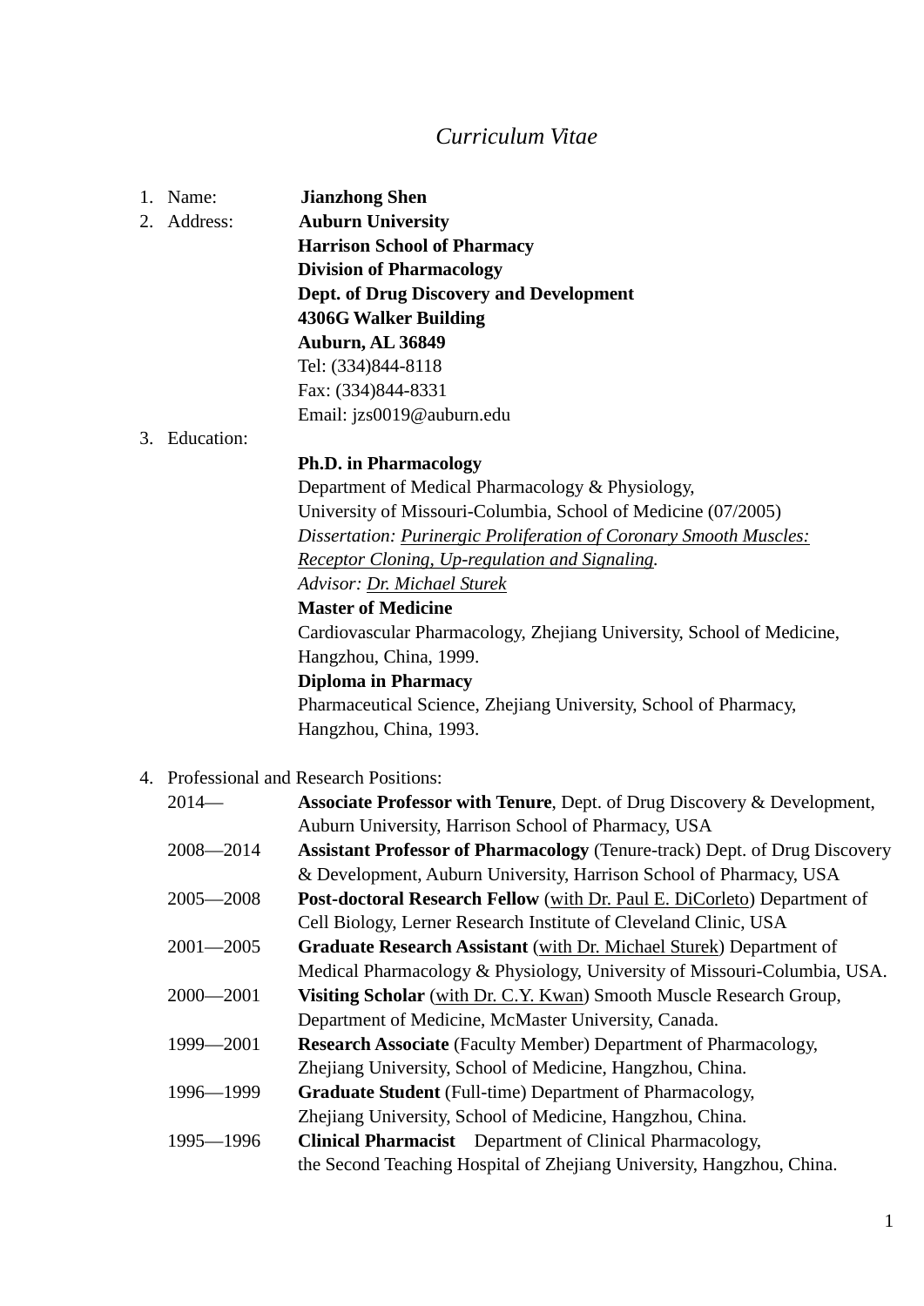# *Curriculum Vitae*

1. Name: **Jianzhong Shen**
2. Address: **Auburn University**
   **Harrison School of Pharmacy**
   **Division of Pharmacology**
   **Dept. of Drug Discovery and Development**
   **4306G Walker Building**
   **Auburn, AL 36849**
   Tel: (334)844-8118
   Fax: (334)844-8331
   Email: jzs0019@auburn.edu
3. Education:

   **Ph.D. in Pharmacology**
   Department of Medical Pharmacology & Physiology,
   University of Missouri-Columbia, School of Medicine (07/2005)
   *Dissertation: Purinergic Proliferation of Coronary Smooth Muscles: Receptor Cloning, Up-regulation and Signaling.*
   *Advisor: Dr. Michael Sturek*

   **Master of Medicine**
   Cardiovascular Pharmacology, Zhejiang University, School of Medicine, Hangzhou, China, 1999.

   **Diploma in Pharmacy**
   Pharmaceutical Science, Zhejiang University, School of Pharmacy, Hangzhou, China, 1993.

4. Professional and Research Positions:

   2014— **Associate Professor with Tenure**, Dept. of Drug Discovery & Development, Auburn University, Harrison School of Pharmacy, USA

   2008—2014 **Assistant Professor of Pharmacology** (Tenure-track) Dept. of Drug Discovery & Development, Auburn University, Harrison School of Pharmacy, USA

   2005—2008 **Post-doctoral Research Fellow** (with Dr. Paul E. DiCorleto) Department of Cell Biology, Lerner Research Institute of Cleveland Clinic, USA

   2001—2005 **Graduate Research Assistant** (with Dr. Michael Sturek) Department of Medical Pharmacology & Physiology, University of Missouri-Columbia, USA.

   2000—2001 **Visiting Scholar** (with Dr. C.Y. Kwan) Smooth Muscle Research Group, Department of Medicine, McMaster University, Canada.

   1999—2001 **Research Associate** (Faculty Member) Department of Pharmacology, Zhejiang University, School of Medicine, Hangzhou, China.

   1996—1999 **Graduate Student** (Full-time) Department of Pharmacology, Zhejiang University, School of Medicine, Hangzhou, China.

   1995—1996 **Clinical Pharmacist** Department of Clinical Pharmacology, the Second Teaching Hospital of Zhejiang University, Hangzhou, China.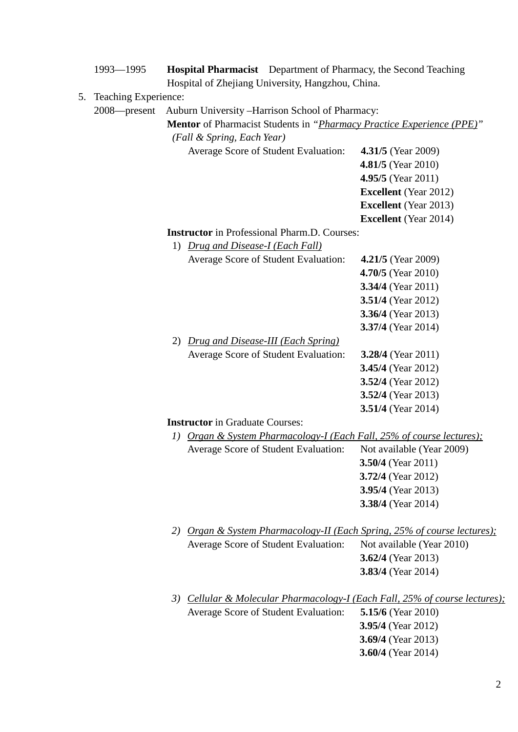1993—1995 **Hospital Pharmacist** Department of Pharmacy, the Second Teaching Hospital of Zhejiang University, Hangzhou, China.

5. Teaching Experience:

2008—present Auburn University –Harrison School of Pharmacy:

**Mentor** of Pharmacist Students in *"Pharmacy Practice Experience (PPE)"* *(Fall & Spring, Each Year)*

Average Score of Student Evaluation:
- **4.31/5** (Year 2009)
- **4.81/5** (Year 2010)
- **4.95/5** (Year 2011)
- **Excellent** (Year 2012)
- **Excellent** (Year 2013)
- **Excellent** (Year 2014)

**Instructor** in Professional Pharm.D. Courses:

1) *Drug and Disease-I (Each Fall)*

   Average Score of Student Evaluation:
   - **4.21/5** (Year 2009)
   - **4.70/5** (Year 2010)
   - **3.34/4** (Year 2011)
   - **3.51/4** (Year 2012)
   - **3.36/4** (Year 2013)
   - **3.37/4** (Year 2014)

2) *Drug and Disease-III (Each Spring)*

   Average Score of Student Evaluation:
   - **3.28/4** (Year 2011)
   - **3.45/4** (Year 2012)
   - **3.52/4** (Year 2012)
   - **3.52/4** (Year 2013)
   - **3.51/4** (Year 2014)

**Instructor** in Graduate Courses:

1) *Organ & System Pharmacology-I (Each Fall, 25% of course lectures);*

   Average Score of Student Evaluation:
   - Not available (Year 2009)
   - **3.50/4** (Year 2011)
   - **3.72/4** (Year 2012)
   - **3.95/4** (Year 2013)
   - **3.38/4** (Year 2014)

2) *Organ & System Pharmacology-II (Each Spring, 25% of course lectures);*

   Average Score of Student Evaluation:
   - Not available (Year 2010)
   - **3.62/4** (Year 2013)
   - **3.83/4** (Year 2014)

3) *Cellular & Molecular Pharmacology-I (Each Fall, 25% of course lectures);*

   Average Score of Student Evaluation:
   - **5.15/6** (Year 2010)
   - **3.95/4** (Year 2012)
   - **3.69/4** (Year 2013)
   - **3.60/4** (Year 2014)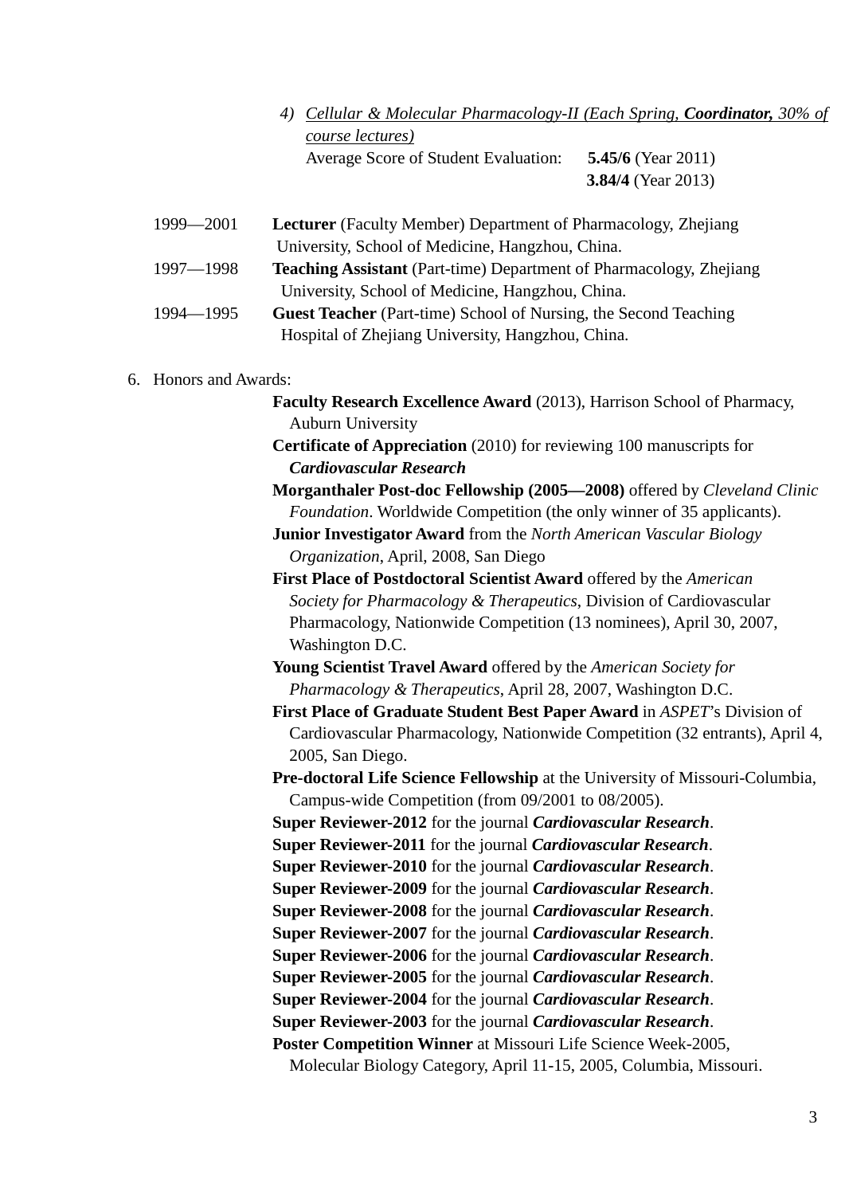4) *Cellular & Molecular Pharmacology-II (Each Spring,* ***Coordinator,*** *30% of course lectures)*

   Average Score of Student Evaluation: **5.45/6** (Year 2011)
   **3.84/4** (Year 2013)

1999—2001 **Lecturer** (Faculty Member) Department of Pharmacology, Zhejiang University, School of Medicine, Hangzhou, China.

1997—1998 **Teaching Assistant** (Part-time) Department of Pharmacology, Zhejiang University, School of Medicine, Hangzhou, China.

1994—1995 **Guest Teacher** (Part-time) School of Nursing, the Second Teaching Hospital of Zhejiang University, Hangzhou, China.

6. Honors and Awards:

**Faculty Research Excellence Award** (2013), Harrison School of Pharmacy, Auburn University

**Certificate of Appreciation** (2010) for reviewing 100 manuscripts for ***Cardiovascular Research***

**Morganthaler Post-doc Fellowship (2005—2008)** offered by *Cleveland Clinic Foundation*. Worldwide Competition (the only winner of 35 applicants).

**Junior Investigator Award** from the *North American Vascular Biology Organization*, April, 2008, San Diego

**First Place of Postdoctoral Scientist Award** offered by the *American Society for Pharmacology & Therapeutics*, Division of Cardiovascular Pharmacology, Nationwide Competition (13 nominees), April 30, 2007, Washington D.C.

**Young Scientist Travel Award** offered by the *American Society for Pharmacology & Therapeutics*, April 28, 2007, Washington D.C.

**First Place of Graduate Student Best Paper Award** in *ASPET*'s Division of Cardiovascular Pharmacology, Nationwide Competition (32 entrants), April 4, 2005, San Diego.

**Pre-doctoral Life Science Fellowship** at the University of Missouri-Columbia, Campus-wide Competition (from 09/2001 to 08/2005).

**Super Reviewer-2012** for the journal ***Cardiovascular Research***.

**Super Reviewer-2011** for the journal ***Cardiovascular Research***.

**Super Reviewer-2010** for the journal ***Cardiovascular Research***.

**Super Reviewer-2009** for the journal ***Cardiovascular Research***.

**Super Reviewer-2008** for the journal ***Cardiovascular Research***.

**Super Reviewer-2007** for the journal ***Cardiovascular Research***.

**Super Reviewer-2006** for the journal ***Cardiovascular Research***.

**Super Reviewer-2005** for the journal ***Cardiovascular Research***.

**Super Reviewer-2004** for the journal ***Cardiovascular Research***.

**Super Reviewer-2003** for the journal ***Cardiovascular Research***.

**Poster Competition Winner** at Missouri Life Science Week-2005, Molecular Biology Category, April 11-15, 2005, Columbia, Missouri.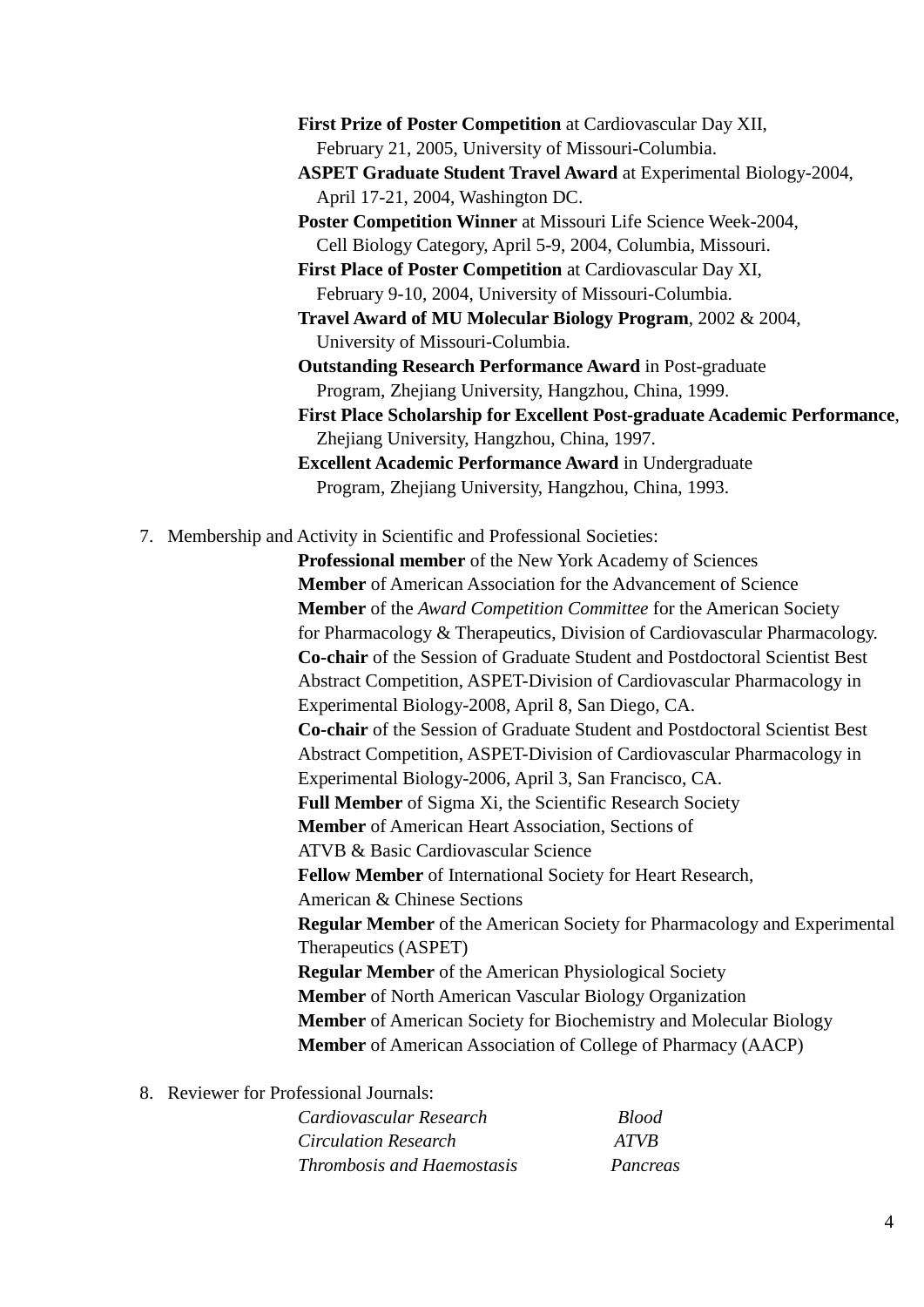**First Prize of Poster Competition** at Cardiovascular Day XII, February 21, 2005, University of Missouri-Columbia.

**ASPET Graduate Student Travel Award** at Experimental Biology-2004, April 17-21, 2004, Washington DC.

**Poster Competition Winner** at Missouri Life Science Week-2004, Cell Biology Category, April 5-9, 2004, Columbia, Missouri.

**First Place of Poster Competition** at Cardiovascular Day XI, February 9-10, 2004, University of Missouri-Columbia.

**Travel Award of MU Molecular Biology Program**, 2002 & 2004, University of Missouri-Columbia.

**Outstanding Research Performance Award** in Post-graduate Program, Zhejiang University, Hangzhou, China, 1999.

**First Place Scholarship for Excellent Post-graduate Academic Performance**, Zhejiang University, Hangzhou, China, 1997.

**Excellent Academic Performance Award** in Undergraduate Program, Zhejiang University, Hangzhou, China, 1993.

7. Membership and Activity in Scientific and Professional Societies:

**Professional member** of the New York Academy of Sciences

**Member** of American Association for the Advancement of Science

**Member** of the *Award Competition Committee* for the American Society for Pharmacology & Therapeutics, Division of Cardiovascular Pharmacology.

**Co-chair** of the Session of Graduate Student and Postdoctoral Scientist Best Abstract Competition, ASPET-Division of Cardiovascular Pharmacology in Experimental Biology-2008, April 8, San Diego, CA.

**Co-chair** of the Session of Graduate Student and Postdoctoral Scientist Best Abstract Competition, ASPET-Division of Cardiovascular Pharmacology in Experimental Biology-2006, April 3, San Francisco, CA.

**Full Member** of Sigma Xi, the Scientific Research Society

**Member** of American Heart Association, Sections of ATVB & Basic Cardiovascular Science

**Fellow Member** of International Society for Heart Research, American & Chinese Sections

**Regular Member** of the American Society for Pharmacology and Experimental Therapeutics (ASPET)

**Regular Member** of the American Physiological Society

**Member** of North American Vascular Biology Organization

**Member** of American Society for Biochemistry and Molecular Biology

**Member** of American Association of College of Pharmacy (AACP)

8. Reviewer for Professional Journals:

*Cardiovascular Research* — *Blood*

*Circulation Research* — *ATVB*

*Thrombosis and Haemostasis* — *Pancreas*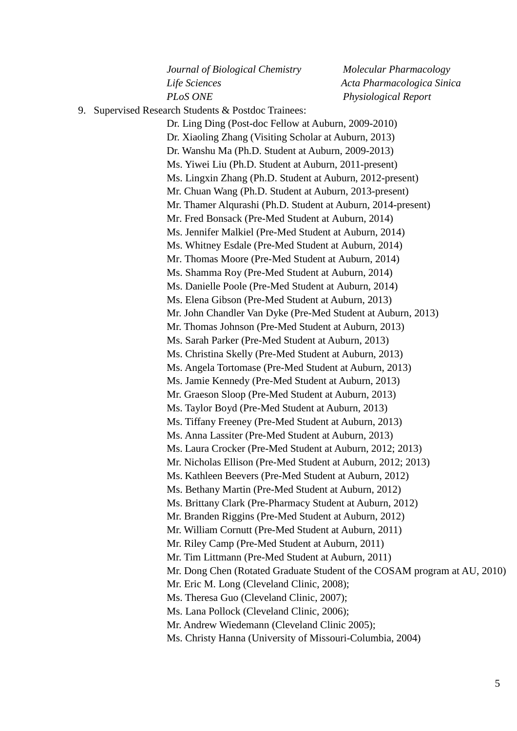*Journal of Biological Chemistry* *Molecular Pharmacology*
*Life Sciences* *Acta Pharmacologica Sinica*
*PLoS ONE* *Physiological Report*

9. Supervised Research Students & Postdoc Trainees:

Dr. Ling Ding (Post-doc Fellow at Auburn, 2009-2010)
Dr. Xiaoling Zhang (Visiting Scholar at Auburn, 2013)
Dr. Wanshu Ma (Ph.D. Student at Auburn, 2009-2013)
Ms. Yiwei Liu (Ph.D. Student at Auburn, 2011-present)
Ms. Lingxin Zhang (Ph.D. Student at Auburn, 2012-present)
Mr. Chuan Wang (Ph.D. Student at Auburn, 2013-present)
Mr. Thamer Alqurashi (Ph.D. Student at Auburn, 2014-present)
Mr. Fred Bonsack (Pre-Med Student at Auburn, 2014)
Ms. Jennifer Malkiel (Pre-Med Student at Auburn, 2014)
Ms. Whitney Esdale (Pre-Med Student at Auburn, 2014)
Mr. Thomas Moore (Pre-Med Student at Auburn, 2014)
Ms. Shamma Roy (Pre-Med Student at Auburn, 2014)
Ms. Danielle Poole (Pre-Med Student at Auburn, 2014)
Ms. Elena Gibson (Pre-Med Student at Auburn, 2013)
Mr. John Chandler Van Dyke (Pre-Med Student at Auburn, 2013)
Mr. Thomas Johnson (Pre-Med Student at Auburn, 2013)
Ms. Sarah Parker (Pre-Med Student at Auburn, 2013)
Ms. Christina Skelly (Pre-Med Student at Auburn, 2013)
Ms. Angela Tortomase (Pre-Med Student at Auburn, 2013)
Ms. Jamie Kennedy (Pre-Med Student at Auburn, 2013)
Mr. Graeson Sloop (Pre-Med Student at Auburn, 2013)
Ms. Taylor Boyd (Pre-Med Student at Auburn, 2013)
Ms. Tiffany Freeney (Pre-Med Student at Auburn, 2013)
Ms. Anna Lassiter (Pre-Med Student at Auburn, 2013)
Ms. Laura Crocker (Pre-Med Student at Auburn, 2012; 2013)
Mr. Nicholas Ellison (Pre-Med Student at Auburn, 2012; 2013)
Ms. Kathleen Beevers (Pre-Med Student at Auburn, 2012)
Ms. Bethany Martin (Pre-Med Student at Auburn, 2012)
Ms. Brittany Clark (Pre-Pharmacy Student at Auburn, 2012)
Mr. Branden Riggins (Pre-Med Student at Auburn, 2012)
Mr. William Cornutt (Pre-Med Student at Auburn, 2011)
Mr. Riley Camp (Pre-Med Student at Auburn, 2011)
Mr. Tim Littmann (Pre-Med Student at Auburn, 2011)
Mr. Dong Chen (Rotated Graduate Student of the COSAM program at AU, 2010)
Mr. Eric M. Long (Cleveland Clinic, 2008);
Ms. Theresa Guo (Cleveland Clinic, 2007);
Ms. Lana Pollock (Cleveland Clinic, 2006);
Mr. Andrew Wiedemann (Cleveland Clinic 2005);
Ms. Christy Hanna (University of Missouri-Columbia, 2004)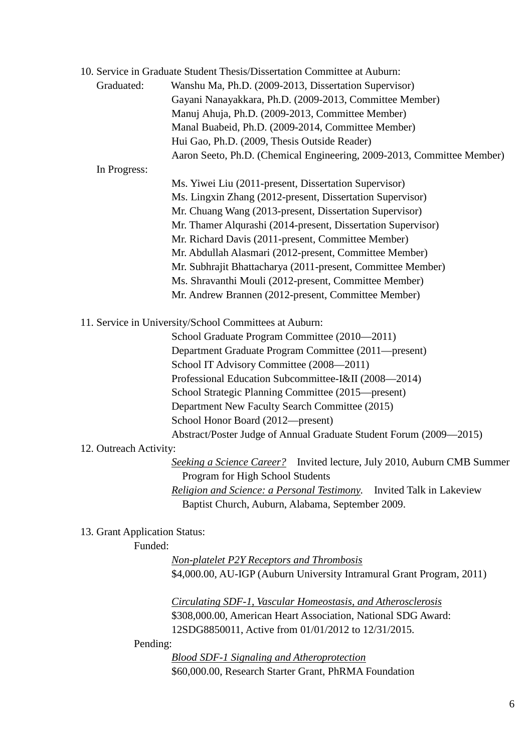10. Service in Graduate Student Thesis/Dissertation Committee at Auburn:

Graduated:
- Wanshu Ma, Ph.D. (2009-2013, Dissertation Supervisor)
- Gayani Nanayakkara, Ph.D. (2009-2013, Committee Member)
- Manuj Ahuja, Ph.D. (2009-2013, Committee Member)
- Manal Buabeid, Ph.D. (2009-2014, Committee Member)
- Hui Gao, Ph.D. (2009, Thesis Outside Reader)
- Aaron Seeto, Ph.D. (Chemical Engineering, 2009-2013, Committee Member)

In Progress:
- Ms. Yiwei Liu (2011-present, Dissertation Supervisor)
- Ms. Lingxin Zhang (2012-present, Dissertation Supervisor)
- Mr. Chuang Wang (2013-present, Dissertation Supervisor)
- Mr. Thamer Alqurashi (2014-present, Dissertation Supervisor)
- Mr. Richard Davis (2011-present, Committee Member)
- Mr. Abdullah Alasmari (2012-present, Committee Member)
- Mr. Subhrajit Bhattacharya (2011-present, Committee Member)
- Ms. Shravanthi Mouli (2012-present, Committee Member)
- Mr. Andrew Brannen (2012-present, Committee Member)

11. Service in University/School Committees at Auburn:
- School Graduate Program Committee (2010—2011)
- Department Graduate Program Committee (2011—present)
- School IT Advisory Committee (2008—2011)
- Professional Education Subcommittee-I&II (2008—2014)
- School Strategic Planning Committee (2015—present)
- Department New Faculty Search Committee (2015)
- School Honor Board (2012—present)
- Abstract/Poster Judge of Annual Graduate Student Forum (2009—2015)

12. Outreach Activity:
- *Seeking a Science Career?* Invited lecture, July 2010, Auburn CMB Summer Program for High School Students
- *Religion and Science: a Personal Testimony.* Invited Talk in Lakeview Baptist Church, Auburn, Alabama, September 2009.

13. Grant Application Status:

Funded:

*Non-platelet P2Y Receptors and Thrombosis*
$4,000.00, AU-IGP (Auburn University Intramural Grant Program, 2011)

*Circulating SDF-1, Vascular Homeostasis, and Atherosclerosis*
$308,000.00, American Heart Association, National SDG Award: 12SDG8850011, Active from 01/01/2012 to 12/31/2015.

Pending:

*Blood SDF-1 Signaling and Atheroprotection*
$60,000.00, Research Starter Grant, PhRMA Foundation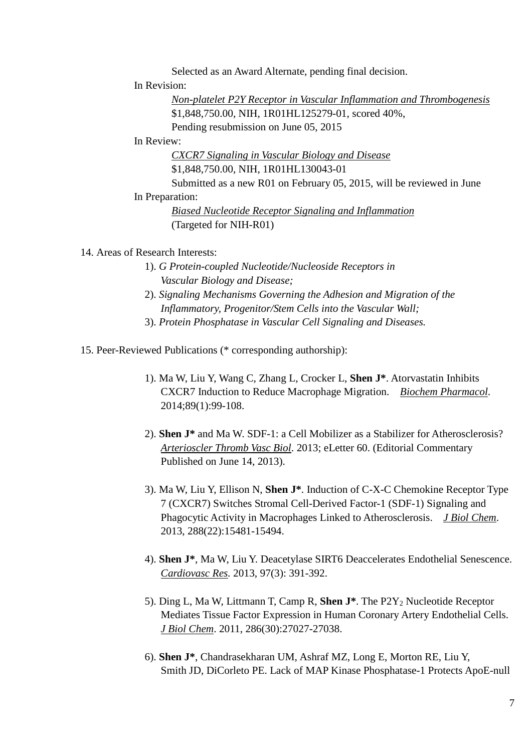Selected as an Award Alternate, pending final decision.

In Revision:

<u>*Non-platelet P2Y Receptor in Vascular Inflammation and Thrombogenesis*</u>
$1,848,750.00, NIH, 1R01HL125279-01, scored 40%,
Pending resubmission on June 05, 2015

In Review:

<u>*CXCR7 Signaling in Vascular Biology and Disease*</u>
$1,848,750.00, NIH, 1R01HL130043-01
Submitted as a new R01 on February 05, 2015, will be reviewed in June

In Preparation:

<u>*Biased Nucleotide Receptor Signaling and Inflammation*</u>
(Targeted for NIH-R01)

14. Areas of Research Interests:

1). *G Protein-coupled Nucleotide/Nucleoside Receptors in Vascular Biology and Disease;*
2). *Signaling Mechanisms Governing the Adhesion and Migration of the Inflammatory, Progenitor/Stem Cells into the Vascular Wall;*
3). *Protein Phosphatase in Vascular Cell Signaling and Diseases.*

15. Peer-Reviewed Publications (* corresponding authorship):

1). Ma W, Liu Y, Wang C, Zhang L, Crocker L, **Shen J***. Atorvastatin Inhibits CXCR7 Induction to Reduce Macrophage Migration. <u>*Biochem Pharmacol*</u>. 2014;89(1):99-108.

2). **Shen J*** and Ma W. SDF-1: a Cell Mobilizer as a Stabilizer for Atherosclerosis? <u>*Arterioscler Thromb Vasc Biol*</u>. 2013; eLetter 60. (Editorial Commentary Published on June 14, 2013).

3). Ma W, Liu Y, Ellison N, **Shen J***. Induction of C-X-C Chemokine Receptor Type 7 (CXCR7) Switches Stromal Cell-Derived Factor-1 (SDF-1) Signaling and Phagocytic Activity in Macrophages Linked to Atherosclerosis. <u>*J Biol Chem*</u>. 2013, 288(22):15481-15494.

4). **Shen J***, Ma W, Liu Y. Deacetylase SIRT6 Deaccelerates Endothelial Senescence. <u>*Cardiovasc Res*</u>. 2013, 97(3): 391-392.

5). Ding L, Ma W, Littmann T, Camp R, **Shen J***. The $P2Y_2$ Nucleotide Receptor Mediates Tissue Factor Expression in Human Coronary Artery Endothelial Cells. <u>*J Biol Chem*</u>. 2011, 286(30):27027-27038.

6). **Shen J***, Chandrasekharan UM, Ashraf MZ, Long E, Morton RE, Liu Y, Smith JD, DiCorleto PE. Lack of MAP Kinase Phosphatase-1 Protects ApoE-null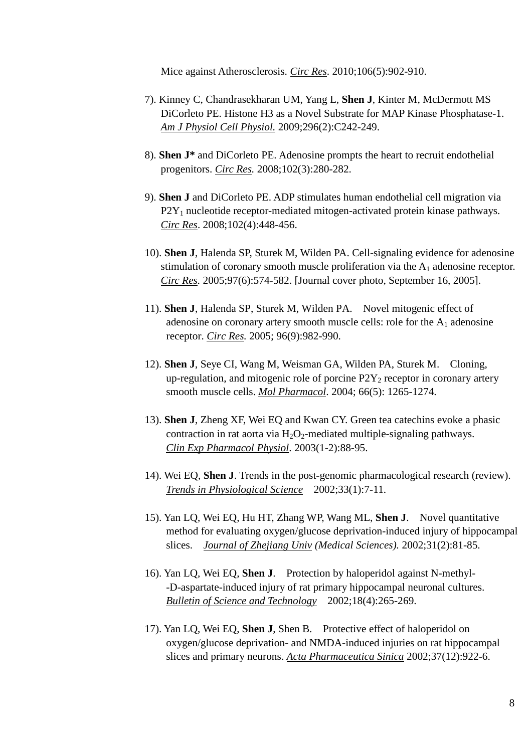Mice against Atherosclerosis. *Circ Res*. 2010;106(5):902-910.

7). Kinney C, Chandrasekharan UM, Yang L, **Shen J**, Kinter M, McDermott MS DiCorleto PE. Histone H3 as a Novel Substrate for MAP Kinase Phosphatase-1. *Am J Physiol Cell Physiol.* 2009;296(2):C242-249.

8). **Shen J*** and DiCorleto PE. Adenosine prompts the heart to recruit endothelial progenitors. *Circ Res.* 2008;102(3):280-282.

9). **Shen J** and DiCorleto PE. ADP stimulates human endothelial cell migration via $P2Y_1$ nucleotide receptor-mediated mitogen-activated protein kinase pathways. *Circ Res*. 2008;102(4):448-456.

10). **Shen J**, Halenda SP, Sturek M, Wilden PA. Cell-signaling evidence for adenosine stimulation of coronary smooth muscle proliferation via the $A_1$ adenosine receptor. *Circ Res.* 2005;97(6):574-582. [Journal cover photo, September 16, 2005].

11). **Shen J**, Halenda SP, Sturek M, Wilden PA. Novel mitogenic effect of adenosine on coronary artery smooth muscle cells: role for the $A_1$ adenosine receptor. *Circ Res.* 2005; 96(9):982-990.

12). **Shen J**, Seye CI, Wang M, Weisman GA, Wilden PA, Sturek M. Cloning, up-regulation, and mitogenic role of porcine $P2Y_2$ receptor in coronary artery smooth muscle cells. *Mol Pharmacol*. 2004; 66(5): 1265-1274.

13). **Shen J**, Zheng XF, Wei EQ and Kwan CY. Green tea catechins evoke a phasic contraction in rat aorta via $H_2O_2$-mediated multiple-signaling pathways. *Clin Exp Pharmacol Physiol*. 2003(1-2):88-95.

14). Wei EQ, **Shen J**. Trends in the post-genomic pharmacological research (review). *Trends in Physiological Science* 2002;33(1):7-11.

15). Yan LQ, Wei EQ, Hu HT, Zhang WP, Wang ML, **Shen J**. Novel quantitative method for evaluating oxygen/glucose deprivation-induced injury of hippocampal slices. *Journal of Zhejiang Univ (Medical Sciences).* 2002;31(2):81-85.

16). Yan LQ, Wei EQ, **Shen J**. Protection by haloperidol against N-methyl--D-aspartate-induced injury of rat primary hippocampal neuronal cultures. *Bulletin of Science and Technology* 2002;18(4):265-269.

17). Yan LQ, Wei EQ, **Shen J**, Shen B. Protective effect of haloperidol on oxygen/glucose deprivation- and NMDA-induced injuries on rat hippocampal slices and primary neurons. *Acta Pharmaceutica Sinica* 2002;37(12):922-6.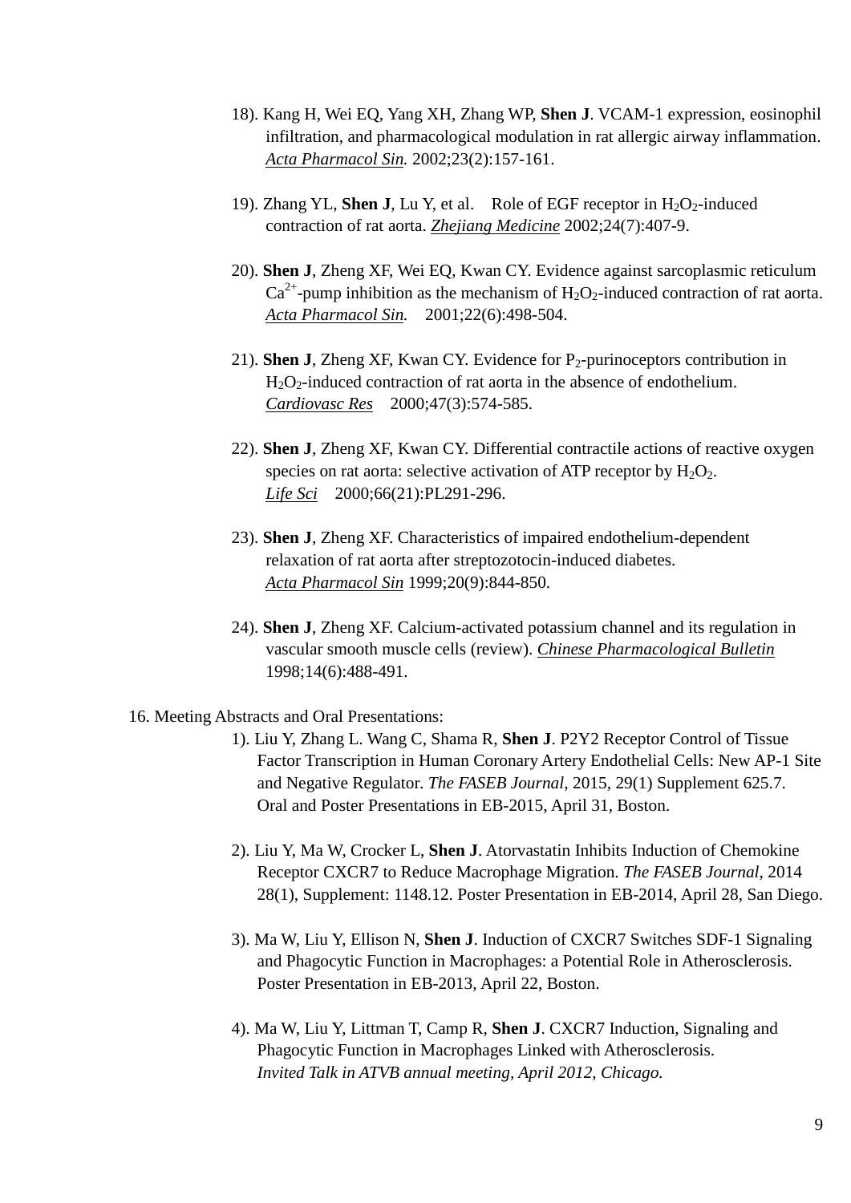18). Kang H, Wei EQ, Yang XH, Zhang WP, **Shen J**. VCAM-1 expression, eosinophil infiltration, and pharmacological modulation in rat allergic airway inflammation. *Acta Pharmacol Sin.* 2002;23(2):157-161.

19). Zhang YL, **Shen J**, Lu Y, et al. Role of EGF receptor in $H_2O_2$-induced contraction of rat aorta. *Zhejiang Medicine* 2002;24(7):407-9.

20). **Shen J**, Zheng XF, Wei EQ, Kwan CY. Evidence against sarcoplasmic reticulum $Ca^{2+}$-pump inhibition as the mechanism of $H_2O_2$-induced contraction of rat aorta. *Acta Pharmacol Sin.* 2001;22(6):498-504.

21). **Shen J**, Zheng XF, Kwan CY. Evidence for $P_2$-purinoceptors contribution in $H_2O_2$-induced contraction of rat aorta in the absence of endothelium. *Cardiovasc Res* 2000;47(3):574-585.

22). **Shen J**, Zheng XF, Kwan CY. Differential contractile actions of reactive oxygen species on rat aorta: selective activation of ATP receptor by $H_2O_2$. *Life Sci* 2000;66(21):PL291-296.

23). **Shen J**, Zheng XF. Characteristics of impaired endothelium-dependent relaxation of rat aorta after streptozotocin-induced diabetes. *Acta Pharmacol Sin* 1999;20(9):844-850.

24). **Shen J**, Zheng XF. Calcium-activated potassium channel and its regulation in vascular smooth muscle cells (review). *Chinese Pharmacological Bulletin* 1998;14(6):488-491.

16. Meeting Abstracts and Oral Presentations:

1). Liu Y, Zhang L. Wang C, Shama R, **Shen J**. P2Y2 Receptor Control of Tissue Factor Transcription in Human Coronary Artery Endothelial Cells: New AP-1 Site and Negative Regulator. *The FASEB Journal*, 2015, 29(1) Supplement 625.7. Oral and Poster Presentations in EB-2015, April 31, Boston.

2). Liu Y, Ma W, Crocker L, **Shen J**. Atorvastatin Inhibits Induction of Chemokine Receptor CXCR7 to Reduce Macrophage Migration. *The FASEB Journal*, 2014 28(1), Supplement: 1148.12. Poster Presentation in EB-2014, April 28, San Diego.

3). Ma W, Liu Y, Ellison N, **Shen J**. Induction of CXCR7 Switches SDF-1 Signaling and Phagocytic Function in Macrophages: a Potential Role in Atherosclerosis. Poster Presentation in EB-2013, April 22, Boston.

4). Ma W, Liu Y, Littman T, Camp R, **Shen J**. CXCR7 Induction, Signaling and Phagocytic Function in Macrophages Linked with Atherosclerosis. *Invited Talk in ATVB annual meeting, April 2012, Chicago.*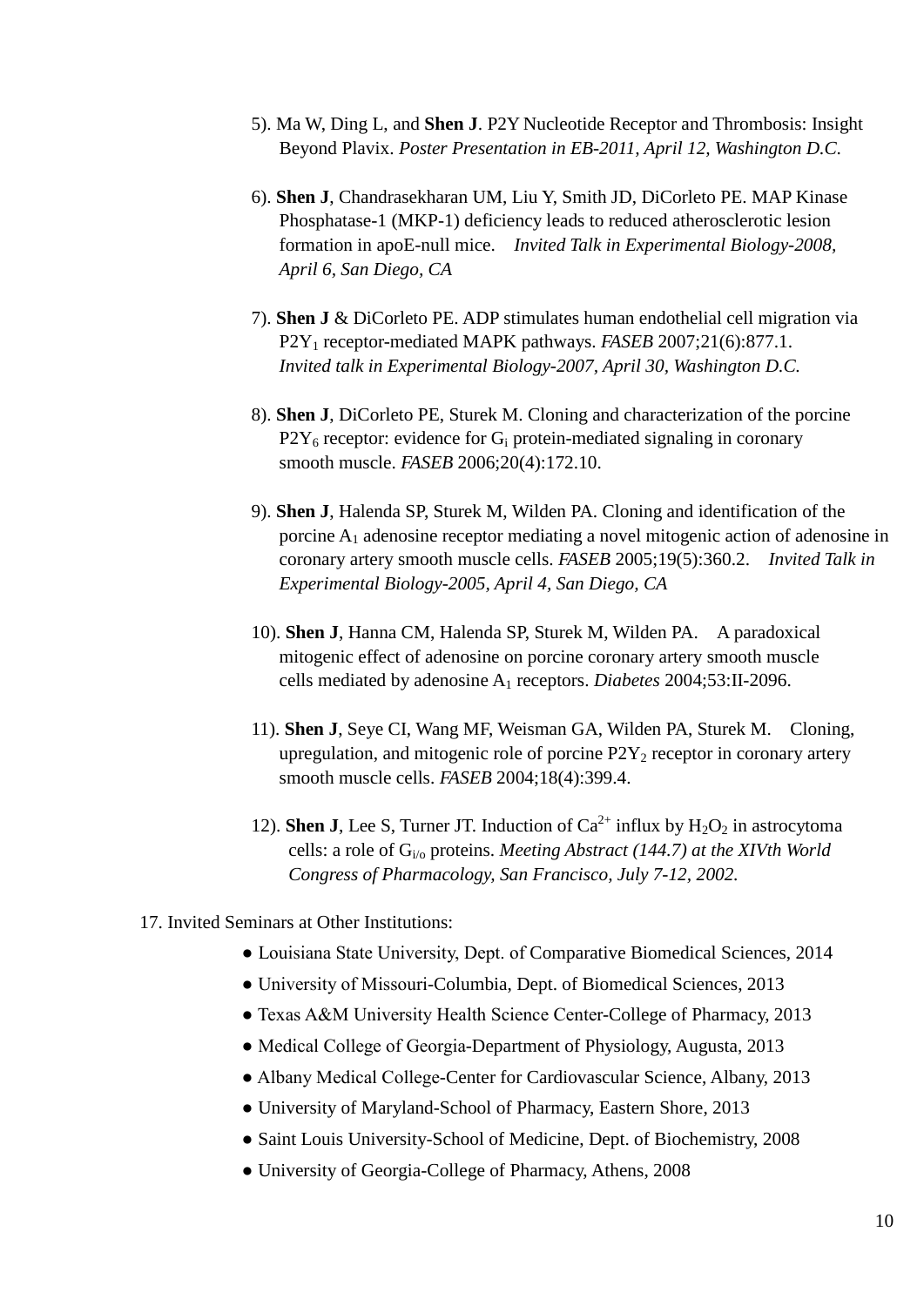5). Ma W, Ding L, and **Shen J**. P2Y Nucleotide Receptor and Thrombosis: Insight Beyond Plavix. *Poster Presentation in EB-2011, April 12, Washington D.C.*

6). **Shen J**, Chandrasekharan UM, Liu Y, Smith JD, DiCorleto PE. MAP Kinase Phosphatase-1 (MKP-1) deficiency leads to reduced atherosclerotic lesion formation in apoE-null mice. *Invited Talk in Experimental Biology-2008, April 6, San Diego, CA*

7). **Shen J** & DiCorleto PE. ADP stimulates human endothelial cell migration via $P2Y_1$ receptor-mediated MAPK pathways. *FASEB* 2007;21(6):877.1. *Invited talk in Experimental Biology-2007, April 30, Washington D.C.*

8). **Shen J**, DiCorleto PE, Sturek M. Cloning and characterization of the porcine $P2Y_6$ receptor: evidence for $G_i$ protein-mediated signaling in coronary smooth muscle. *FASEB* 2006;20(4):172.10.

9). **Shen J**, Halenda SP, Sturek M, Wilden PA. Cloning and identification of the porcine $A_1$ adenosine receptor mediating a novel mitogenic action of adenosine in coronary artery smooth muscle cells. *FASEB* 2005;19(5):360.2. *Invited Talk in Experimental Biology-2005, April 4, San Diego, CA*

10). **Shen J**, Hanna CM, Halenda SP, Sturek M, Wilden PA. A paradoxical mitogenic effect of adenosine on porcine coronary artery smooth muscle cells mediated by adenosine $A_1$ receptors. *Diabetes* 2004;53:II-2096.

11). **Shen J**, Seye CI, Wang MF, Weisman GA, Wilden PA, Sturek M. Cloning, upregulation, and mitogenic role of porcine $P2Y_2$ receptor in coronary artery smooth muscle cells. *FASEB* 2004;18(4):399.4.

12). **Shen J**, Lee S, Turner JT. Induction of $Ca^{2+}$ influx by $H_2O_2$ in astrocytoma cells: a role of $G_{i/o}$ proteins. *Meeting Abstract (144.7) at the XIVth World Congress of Pharmacology, San Francisco, July 7-12, 2002.*

17. Invited Seminars at Other Institutions:

- Louisiana State University, Dept. of Comparative Biomedical Sciences, 2014
- University of Missouri-Columbia, Dept. of Biomedical Sciences, 2013
- Texas A&M University Health Science Center-College of Pharmacy, 2013
- Medical College of Georgia-Department of Physiology, Augusta, 2013
- Albany Medical College-Center for Cardiovascular Science, Albany, 2013
- University of Maryland-School of Pharmacy, Eastern Shore, 2013
- Saint Louis University-School of Medicine, Dept. of Biochemistry, 2008
- University of Georgia-College of Pharmacy, Athens, 2008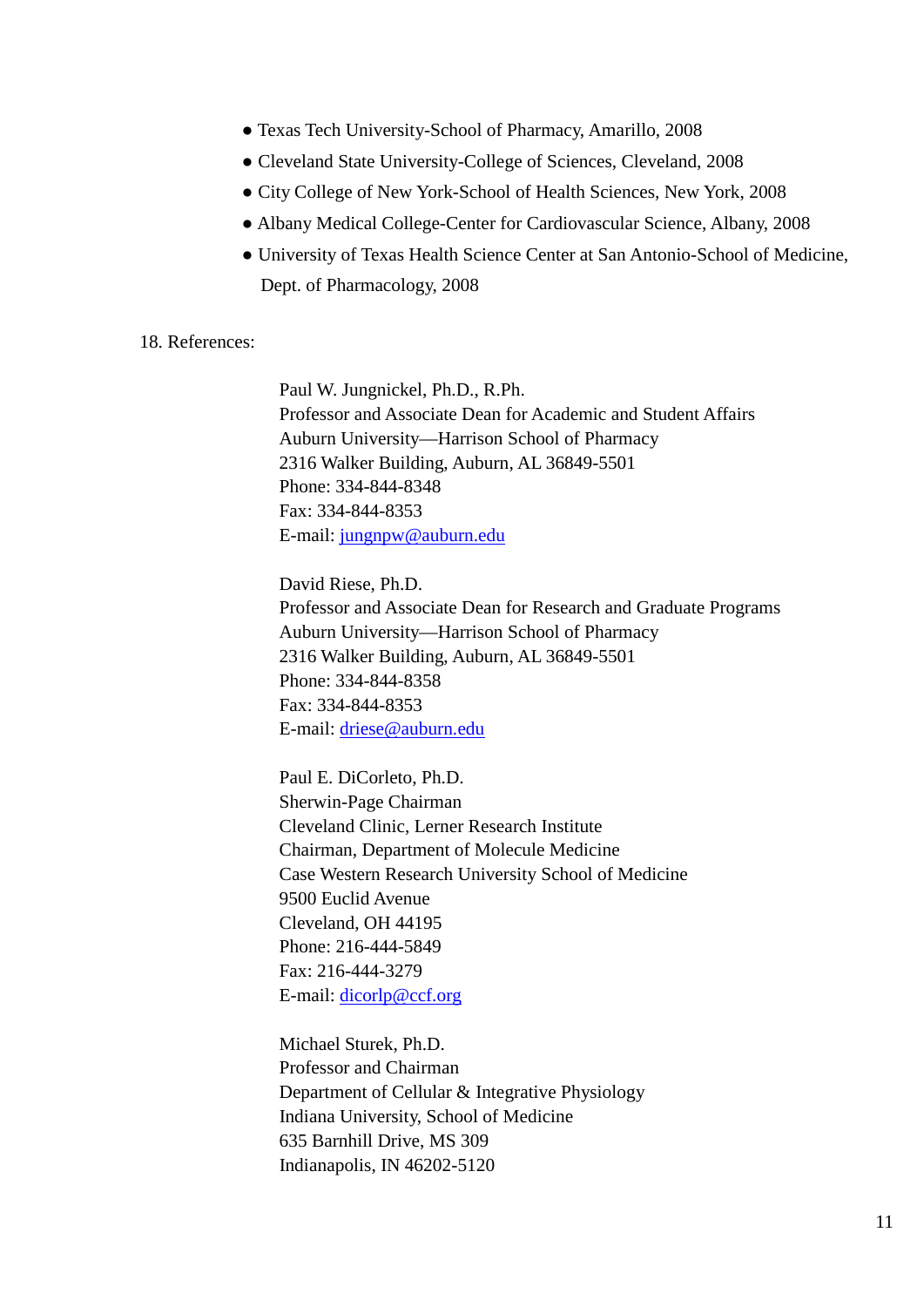- Texas Tech University-School of Pharmacy, Amarillo, 2008
- Cleveland State University-College of Sciences, Cleveland, 2008
- City College of New York-School of Health Sciences, New York, 2008
- Albany Medical College-Center for Cardiovascular Science, Albany, 2008
- University of Texas Health Science Center at San Antonio-School of Medicine, Dept. of Pharmacology, 2008

18. References:

Paul W. Jungnickel, Ph.D., R.Ph.
Professor and Associate Dean for Academic and Student Affairs
Auburn University—Harrison School of Pharmacy
2316 Walker Building, Auburn, AL 36849-5501
Phone: 334-844-8348
Fax: 334-844-8353
E-mail: jungnpw@auburn.edu

David Riese, Ph.D.
Professor and Associate Dean for Research and Graduate Programs
Auburn University—Harrison School of Pharmacy
2316 Walker Building, Auburn, AL 36849-5501
Phone: 334-844-8358
Fax: 334-844-8353
E-mail: driese@auburn.edu

Paul E. DiCorleto, Ph.D.
Sherwin-Page Chairman
Cleveland Clinic, Lerner Research Institute
Chairman, Department of Molecule Medicine
Case Western Research University School of Medicine
9500 Euclid Avenue
Cleveland, OH 44195
Phone: 216-444-5849
Fax: 216-444-3279
E-mail: dicorlp@ccf.org

Michael Sturek, Ph.D.
Professor and Chairman
Department of Cellular & Integrative Physiology
Indiana University, School of Medicine
635 Barnhill Drive, MS 309
Indianapolis, IN 46202-5120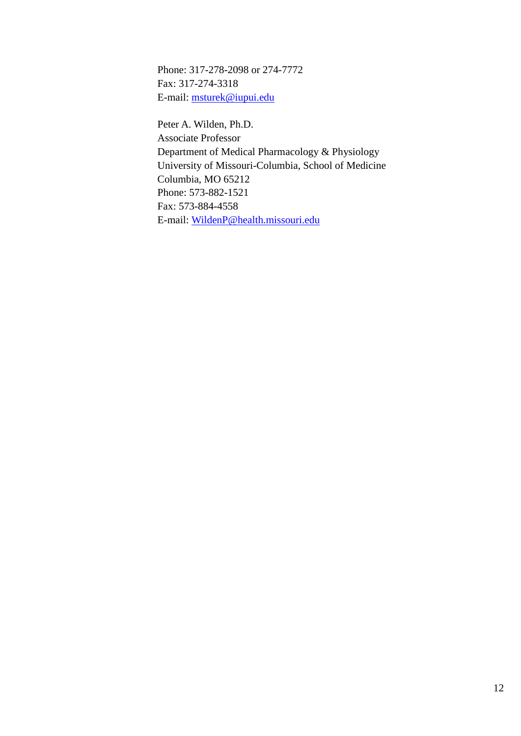Phone: 317-278-2098 or 274-7772
Fax: 317-274-3318
E-mail: msturek@iupui.edu

Peter A. Wilden, Ph.D.
Associate Professor
Department of Medical Pharmacology & Physiology
University of Missouri-Columbia, School of Medicine
Columbia, MO 65212
Phone: 573-882-1521
Fax: 573-884-4558
E-mail: WildenP@health.missouri.edu